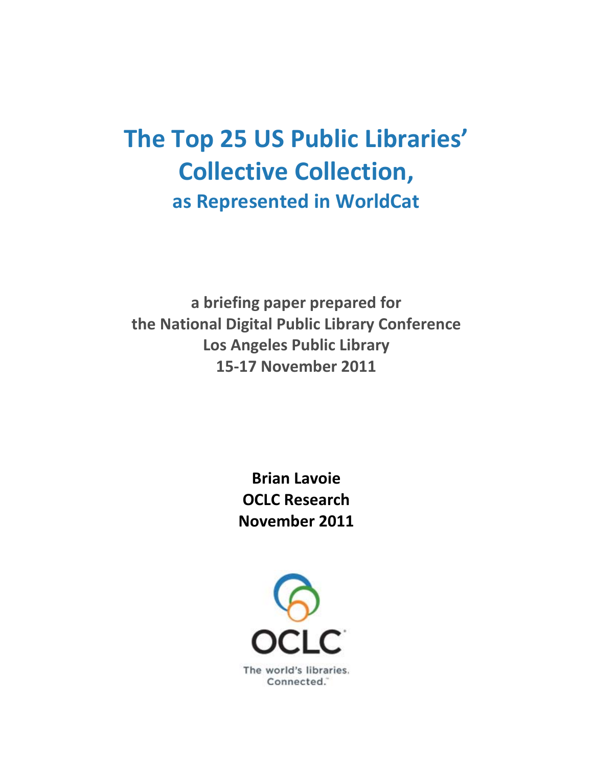# The Top 25 US Public Libraries' Collective Collection,

## as Represented in WorldCat

**a briefing paper prepared for**
**the National Digital Public Library Conference**
**Los Angeles Public Library**
**15-17 November 2011**

**Brian Lavoie**
**OCLC Research**
**November 2011**

OCLC

The world's libraries.
Connected.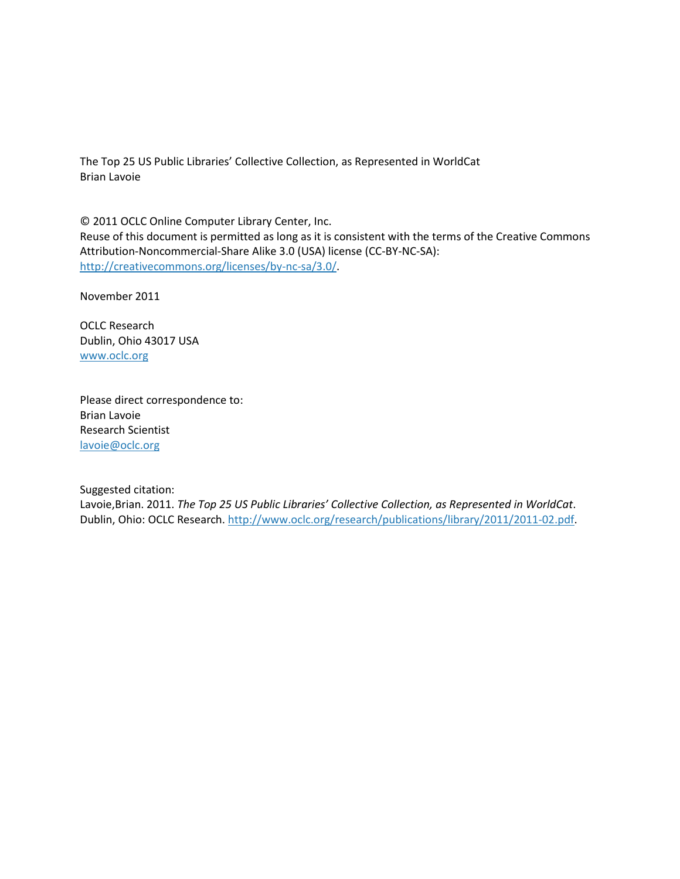The Top 25 US Public Libraries' Collective Collection, as Represented in WorldCat
Brian Lavoie

© 2011 OCLC Online Computer Library Center, Inc.
Reuse of this document is permitted as long as it is consistent with the terms of the Creative Commons Attribution-Noncommercial-Share Alike 3.0 (USA) license (CC-BY-NC-SA): http://creativecommons.org/licenses/by-nc-sa/3.0/.

November 2011

OCLC Research
Dublin, Ohio 43017 USA
www.oclc.org

Please direct correspondence to:
Brian Lavoie
Research Scientist
lavoie@oclc.org

Suggested citation:
Lavoie,Brian. 2011. *The Top 25 US Public Libraries' Collective Collection, as Represented in WorldCat*. Dublin, Ohio: OCLC Research. http://www.oclc.org/research/publications/library/2011/2011-02.pdf.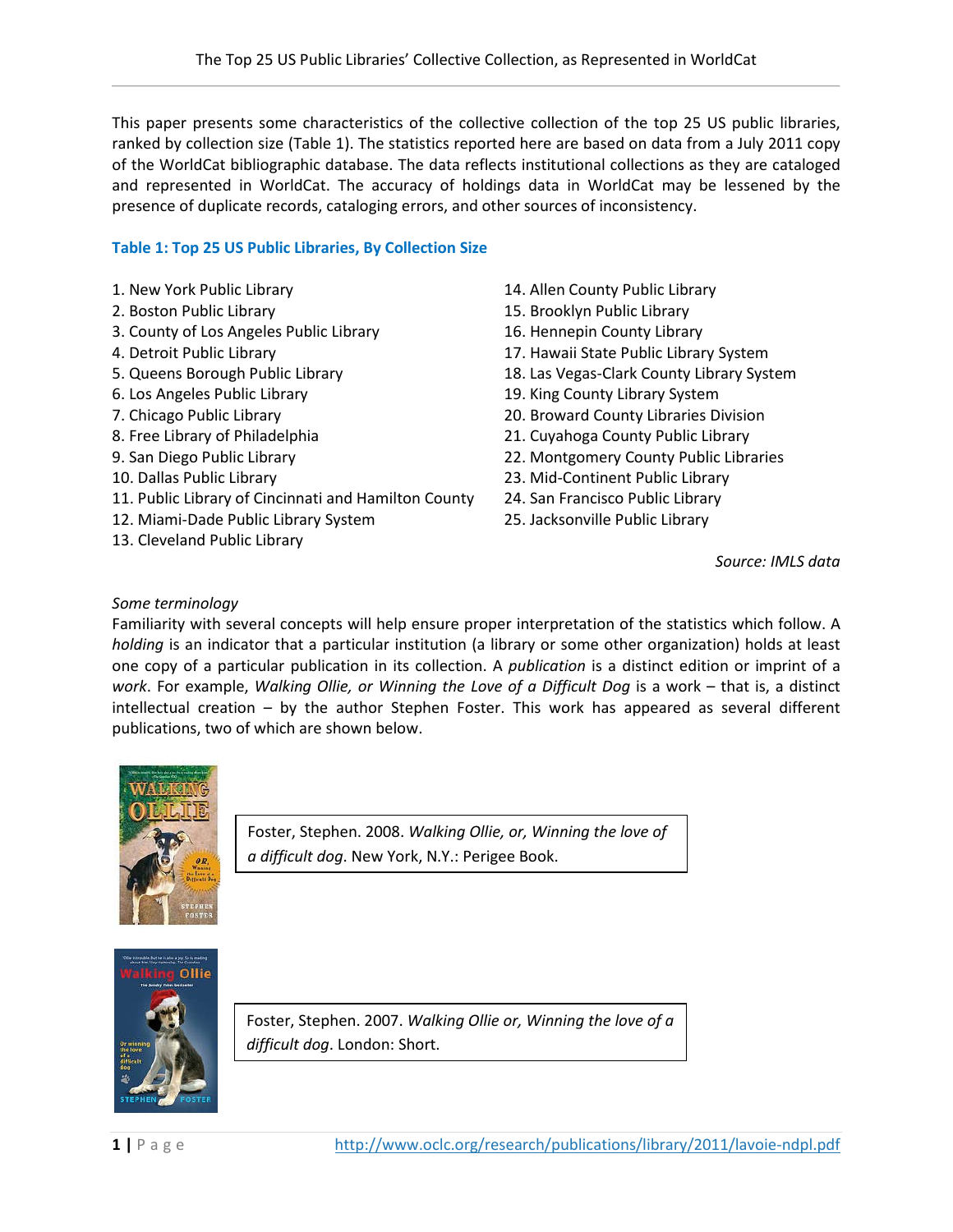This paper presents some characteristics of the collective collection of the top 25 US public libraries, ranked by collection size (Table 1). The statistics reported here are based on data from a July 2011 copy of the WorldCat bibliographic database. The data reflects institutional collections as they are cataloged and represented in WorldCat. The accuracy of holdings data in WorldCat may be lessened by the presence of duplicate records, cataloging errors, and other sources of inconsistency.

### Table 1: Top 25 US Public Libraries, By Collection Size

1. New York Public Library
2. Boston Public Library
3. County of Los Angeles Public Library
4. Detroit Public Library
5. Queens Borough Public Library
6. Los Angeles Public Library
7. Chicago Public Library
8. Free Library of Philadelphia
9. San Diego Public Library
10. Dallas Public Library
11. Public Library of Cincinnati and Hamilton County
12. Miami-Dade Public Library System
13. Cleveland Public Library
14. Allen County Public Library
15. Brooklyn Public Library
16. Hennepin County Library
17. Hawaii State Public Library System
18. Las Vegas-Clark County Library System
19. King County Library System
20. Broward County Libraries Division
21. Cuyahoga County Public Library
22. Montgomery County Public Libraries
23. Mid-Continent Public Library
24. San Francisco Public Library
25. Jacksonville Public Library

*Source: IMLS data*

*Some terminology*

Familiarity with several concepts will help ensure proper interpretation of the statistics which follow. A *holding* is an indicator that a particular institution (a library or some other organization) holds at least one copy of a particular publication in its collection. A *publication* is a distinct edition or imprint of a *work*. For example, *Walking Ollie, or Winning the Love of a Difficult Dog* is a work – that is, a distinct intellectual creation – by the author Stephen Foster. This work has appeared as several different publications, two of which are shown below.

Foster, Stephen. 2008. *Walking Ollie, or, Winning the love of a difficult dog*. New York, N.Y.: Perigee Book.

Foster, Stephen. 2007. *Walking Ollie or, Winning the love of a difficult dog*. London: Short.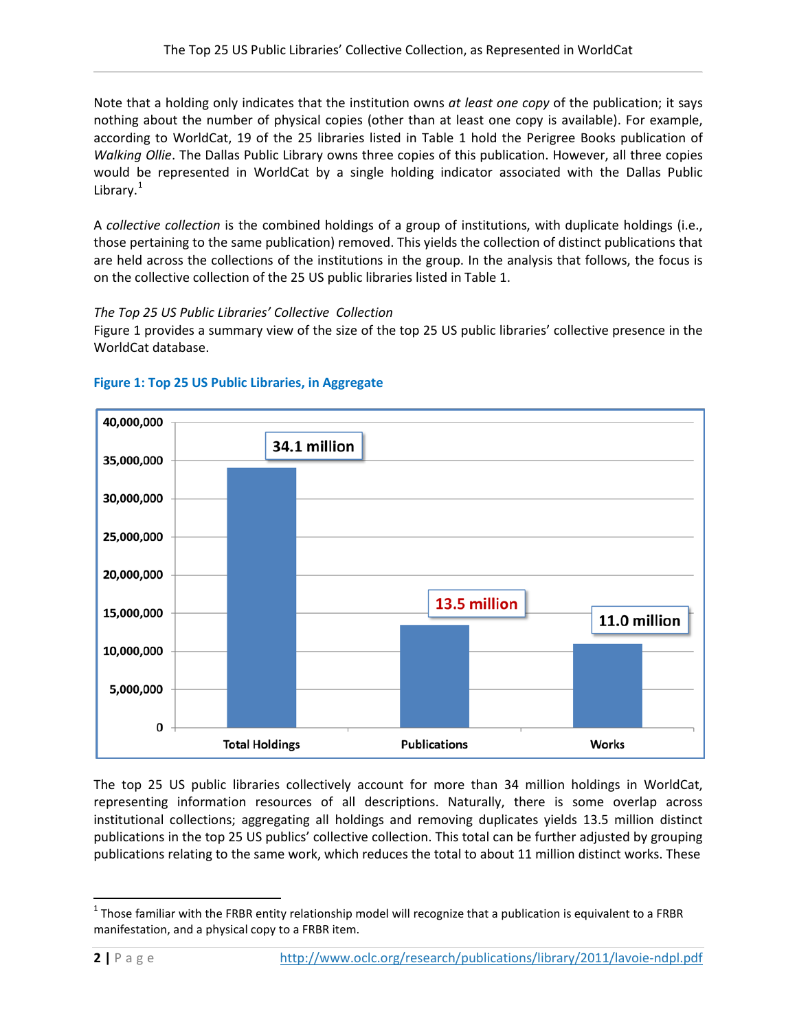Note that a holding only indicates that the institution owns *at least one copy* of the publication; it says nothing about the number of physical copies (other than at least one copy is available). For example, according to WorldCat, 19 of the 25 libraries listed in Table 1 hold the Perigree Books publication of *Walking Ollie*. The Dallas Public Library owns three copies of this publication. However, all three copies would be represented in WorldCat by a single holding indicator associated with the Dallas Public Library.[1]

A *collective collection* is the combined holdings of a group of institutions, with duplicate holdings (i.e., those pertaining to the same publication) removed. This yields the collection of distinct publications that are held across the collections of the institutions in the group. In the analysis that follows, the focus is on the collective collection of the 25 US public libraries listed in Table 1.

*The Top 25 US Public Libraries' Collective Collection*

Figure 1 provides a summary view of the size of the top 25 US public libraries' collective presence in the WorldCat database.

**Figure 1: Top 25 US Public Libraries, in Aggregate**

| | Total Holdings | Publications | Works |
|---|---|---|---|
| Value | 34.1 million | 13.5 million | 11.0 million |

The top 25 US public libraries collectively account for more than 34 million holdings in WorldCat, representing information resources of all descriptions. Naturally, there is some overlap across institutional collections; aggregating all holdings and removing duplicates yields 13.5 million distinct publications in the top 25 US publics' collective collection. This total can be further adjusted by grouping publications relating to the same work, which reduces the total to about 11 million distinct works. These

[1] Those familiar with the FRBR entity relationship model will recognize that a publication is equivalent to a FRBR manifestation, and a physical copy to a FRBR item.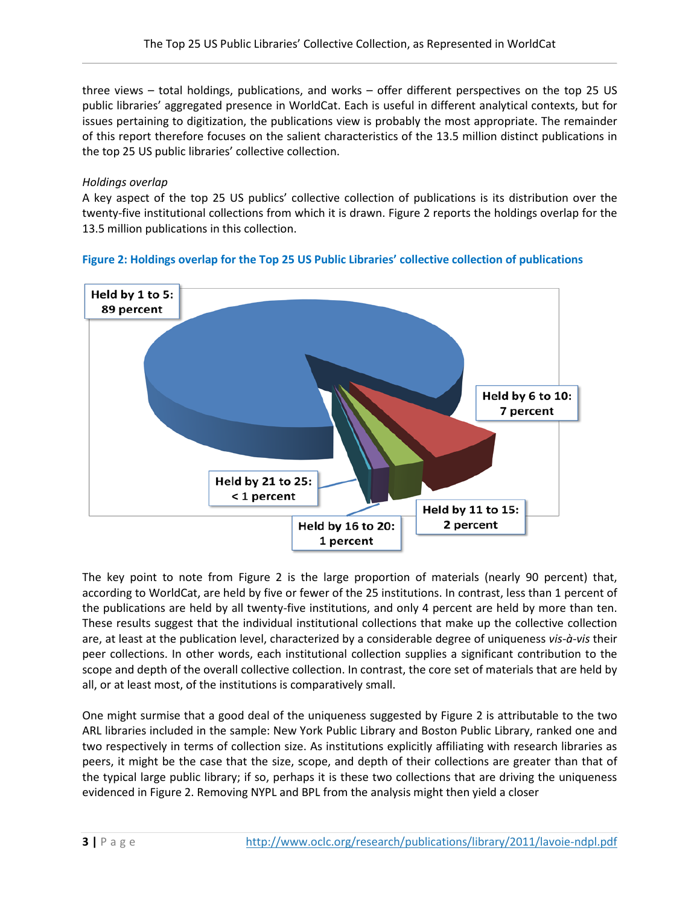three views – total holdings, publications, and works – offer different perspectives on the top 25 US public libraries' aggregated presence in WorldCat. Each is useful in different analytical contexts, but for issues pertaining to digitization, the publications view is probably the most appropriate. The remainder of this report therefore focuses on the salient characteristics of the 13.5 million distinct publications in the top 25 US public libraries' collective collection.

*Holdings overlap*

A key aspect of the top 25 US publics' collective collection of publications is its distribution over the twenty-five institutional collections from which it is drawn. Figure 2 reports the holdings overlap for the 13.5 million publications in this collection.

**Figure 2: Holdings overlap for the Top 25 US Public Libraries' collective collection of publications**

Held by 1 to 5: 89 percent

Held by 6 to 10: 7 percent

Held by 11 to 15: 2 percent

Held by 16 to 20: 1 percent

Held by 21 to 25: < 1 percent

The key point to note from Figure 2 is the large proportion of materials (nearly 90 percent) that, according to WorldCat, are held by five or fewer of the 25 institutions. In contrast, less than 1 percent of the publications are held by all twenty-five institutions, and only 4 percent are held by more than ten. These results suggest that the individual institutional collections that make up the collective collection are, at least at the publication level, characterized by a considerable degree of uniqueness *vis-à-vis* their peer collections. In other words, each institutional collection supplies a significant contribution to the scope and depth of the overall collective collection. In contrast, the core set of materials that are held by all, or at least most, of the institutions is comparatively small.

One might surmise that a good deal of the uniqueness suggested by Figure 2 is attributable to the two ARL libraries included in the sample: New York Public Library and Boston Public Library, ranked one and two respectively in terms of collection size. As institutions explicitly affiliating with research libraries as peers, it might be the case that the size, scope, and depth of their collections are greater than that of the typical large public library; if so, perhaps it is these two collections that are driving the uniqueness evidenced in Figure 2. Removing NYPL and BPL from the analysis might then yield a closer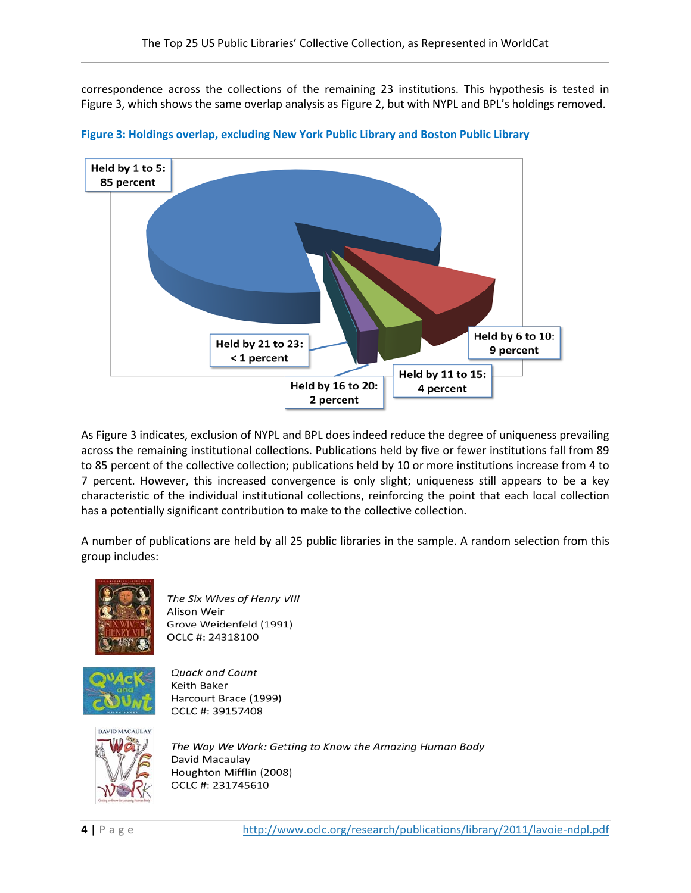correspondence across the collections of the remaining 23 institutions. This hypothesis is tested in Figure 3, which shows the same overlap analysis as Figure 2, but with NYPL and BPL's holdings removed.

**Figure 3: Holdings overlap, excluding New York Public Library and Boston Public Library**

Held by 1 to 5: 85 percent

Held by 6 to 10: 9 percent

Held by 11 to 15: 4 percent

Held by 16 to 20: 2 percent

Held by 21 to 23: < 1 percent

As Figure 3 indicates, exclusion of NYPL and BPL does indeed reduce the degree of uniqueness prevailing across the remaining institutional collections. Publications held by five or fewer institutions fall from 89 to 85 percent of the collective collection; publications held by 10 or more institutions increase from 4 to 7 percent. However, this increased convergence is only slight; uniqueness still appears to be a key characteristic of the individual institutional collections, reinforcing the point that each local collection has a potentially significant contribution to make to the collective collection.

A number of publications are held by all 25 public libraries in the sample. A random selection from this group includes:

*The Six Wives of Henry VIII*
Alison Weir
Grove Weidenfeld (1991)
OCLC #: 24318100

*Quack and Count*
Keith Baker
Harcourt Brace (1999)
OCLC #: 39157408

*The Way We Work: Getting to Know the Amazing Human Body*
David Macaulay
Houghton Mifflin (2008)
OCLC #: 231745610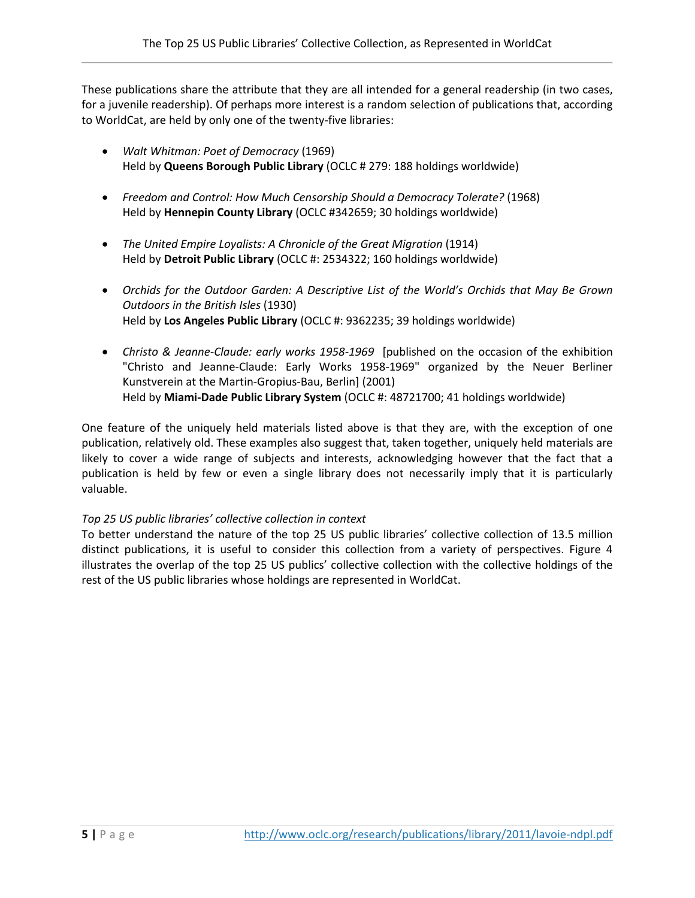These publications share the attribute that they are all intended for a general readership (in two cases, for a juvenile readership). Of perhaps more interest is a random selection of publications that, according to WorldCat, are held by only one of the twenty-five libraries:

- *Walt Whitman: Poet of Democracy* (1969)
  Held by **Queens Borough Public Library** (OCLC # 279: 188 holdings worldwide)

- *Freedom and Control: How Much Censorship Should a Democracy Tolerate?* (1968)
  Held by **Hennepin County Library** (OCLC #342659; 30 holdings worldwide)

- *The United Empire Loyalists: A Chronicle of the Great Migration* (1914)
  Held by **Detroit Public Library** (OCLC #: 2534322; 160 holdings worldwide)

- *Orchids for the Outdoor Garden: A Descriptive List of the World's Orchids that May Be Grown Outdoors in the British Isles* (1930)
  Held by **Los Angeles Public Library** (OCLC #: 9362235; 39 holdings worldwide)

- *Christo & Jeanne-Claude: early works 1958-1969* [published on the occasion of the exhibition "Christo and Jeanne-Claude: Early Works 1958-1969" organized by the Neuer Berliner Kunstverein at the Martin-Gropius-Bau, Berlin] (2001)
  Held by **Miami-Dade Public Library System** (OCLC #: 48721700; 41 holdings worldwide)

One feature of the uniquely held materials listed above is that they are, with the exception of one publication, relatively old. These examples also suggest that, taken together, uniquely held materials are likely to cover a wide range of subjects and interests, acknowledging however that the fact that a publication is held by few or even a single library does not necessarily imply that it is particularly valuable.

*Top 25 US public libraries' collective collection in context*

To better understand the nature of the top 25 US public libraries' collective collection of 13.5 million distinct publications, it is useful to consider this collection from a variety of perspectives. Figure 4 illustrates the overlap of the top 25 US publics' collective collection with the collective holdings of the rest of the US public libraries whose holdings are represented in WorldCat.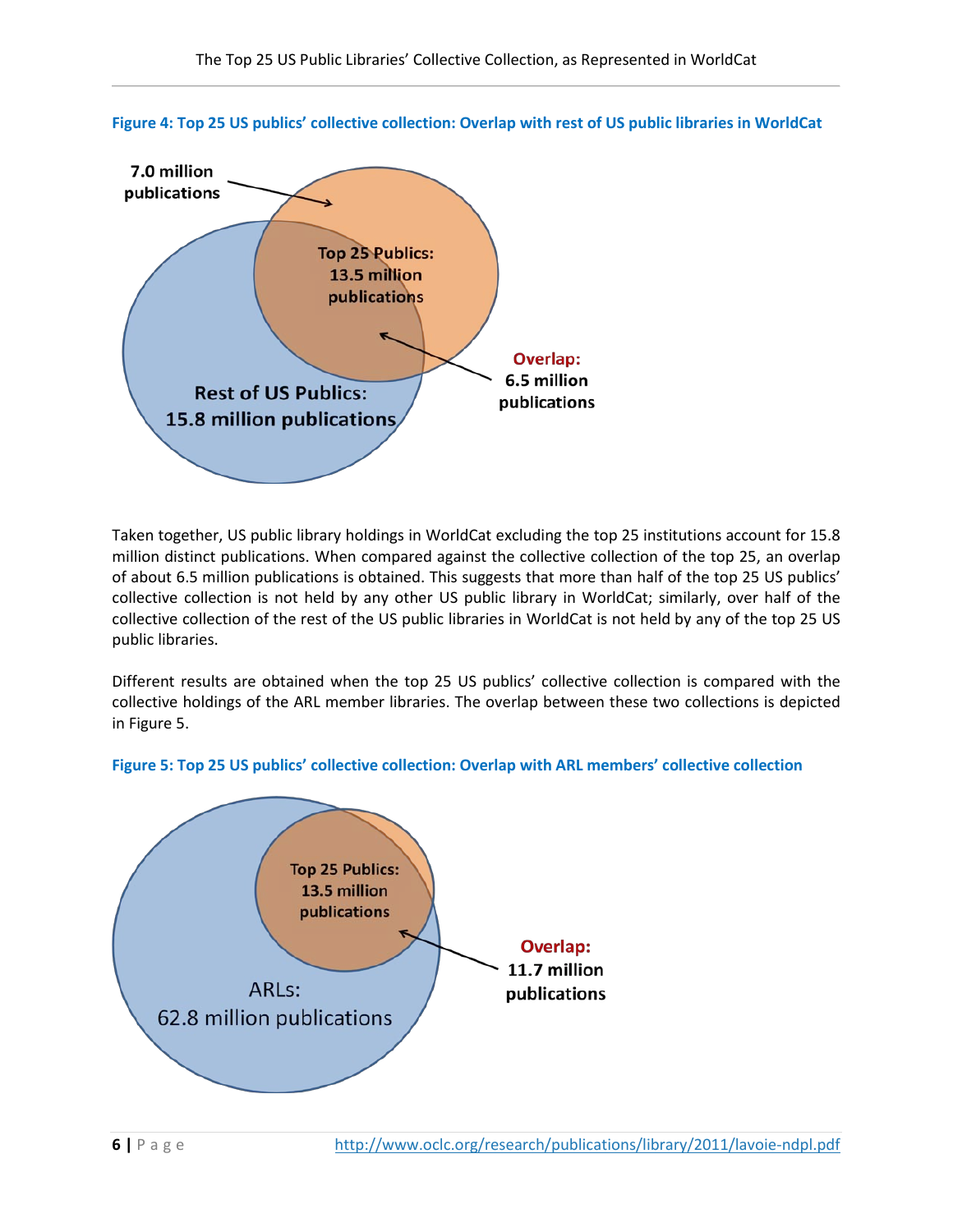**Figure 4: Top 25 US publics' collective collection: Overlap with rest of US public libraries in WorldCat**

7.0 million publications

Top 25 Publics: 13.5 million publications

Overlap: 6.5 million publications

Rest of US Publics: 15.8 million publications

Taken together, US public library holdings in WorldCat excluding the top 25 institutions account for 15.8 million distinct publications. When compared against the collective collection of the top 25, an overlap of about 6.5 million publications is obtained. This suggests that more than half of the top 25 US publics' collective collection is not held by any other US public library in WorldCat; similarly, over half of the collective collection of the rest of the US public libraries in WorldCat is not held by any of the top 25 US public libraries.

Different results are obtained when the top 25 US publics' collective collection is compared with the collective holdings of the ARL member libraries. The overlap between these two collections is depicted in Figure 5.

**Figure 5: Top 25 US publics' collective collection: Overlap with ARL members' collective collection**

Top 25 Publics: 13.5 million publications

Overlap: 11.7 million publications

ARLs: 62.8 million publications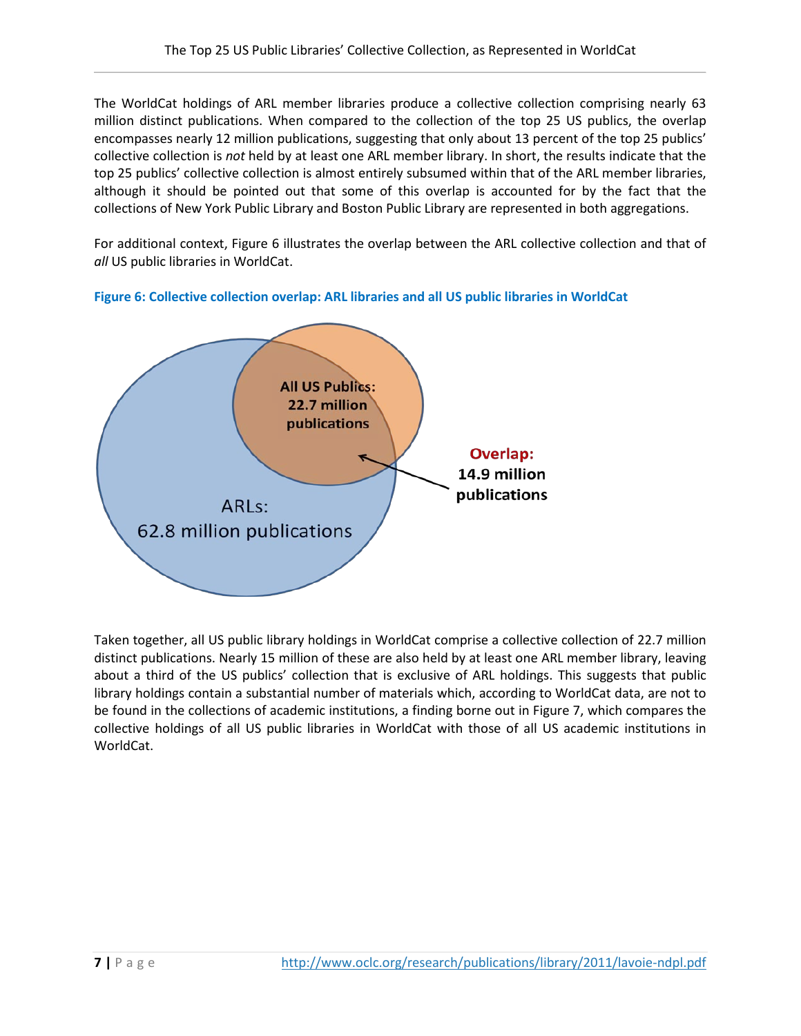The WorldCat holdings of ARL member libraries produce a collective collection comprising nearly 63 million distinct publications. When compared to the collection of the top 25 US publics, the overlap encompasses nearly 12 million publications, suggesting that only about 13 percent of the top 25 publics' collective collection is *not* held by at least one ARL member library. In short, the results indicate that the top 25 publics' collective collection is almost entirely subsumed within that of the ARL member libraries, although it should be pointed out that some of this overlap is accounted for by the fact that the collections of New York Public Library and Boston Public Library are represented in both aggregations.

For additional context, Figure 6 illustrates the overlap between the ARL collective collection and that of *all* US public libraries in WorldCat.

**Figure 6: Collective collection overlap: ARL libraries and all US public libraries in WorldCat**

All US Publics: 22.7 million publications

ARLs: 62.8 million publications

Overlap: 14.9 million publications

Taken together, all US public library holdings in WorldCat comprise a collective collection of 22.7 million distinct publications. Nearly 15 million of these are also held by at least one ARL member library, leaving about a third of the US publics' collection that is exclusive of ARL holdings. This suggests that public library holdings contain a substantial number of materials which, according to WorldCat data, are not to be found in the collections of academic institutions, a finding borne out in Figure 7, which compares the collective holdings of all US public libraries in WorldCat with those of all US academic institutions in WorldCat.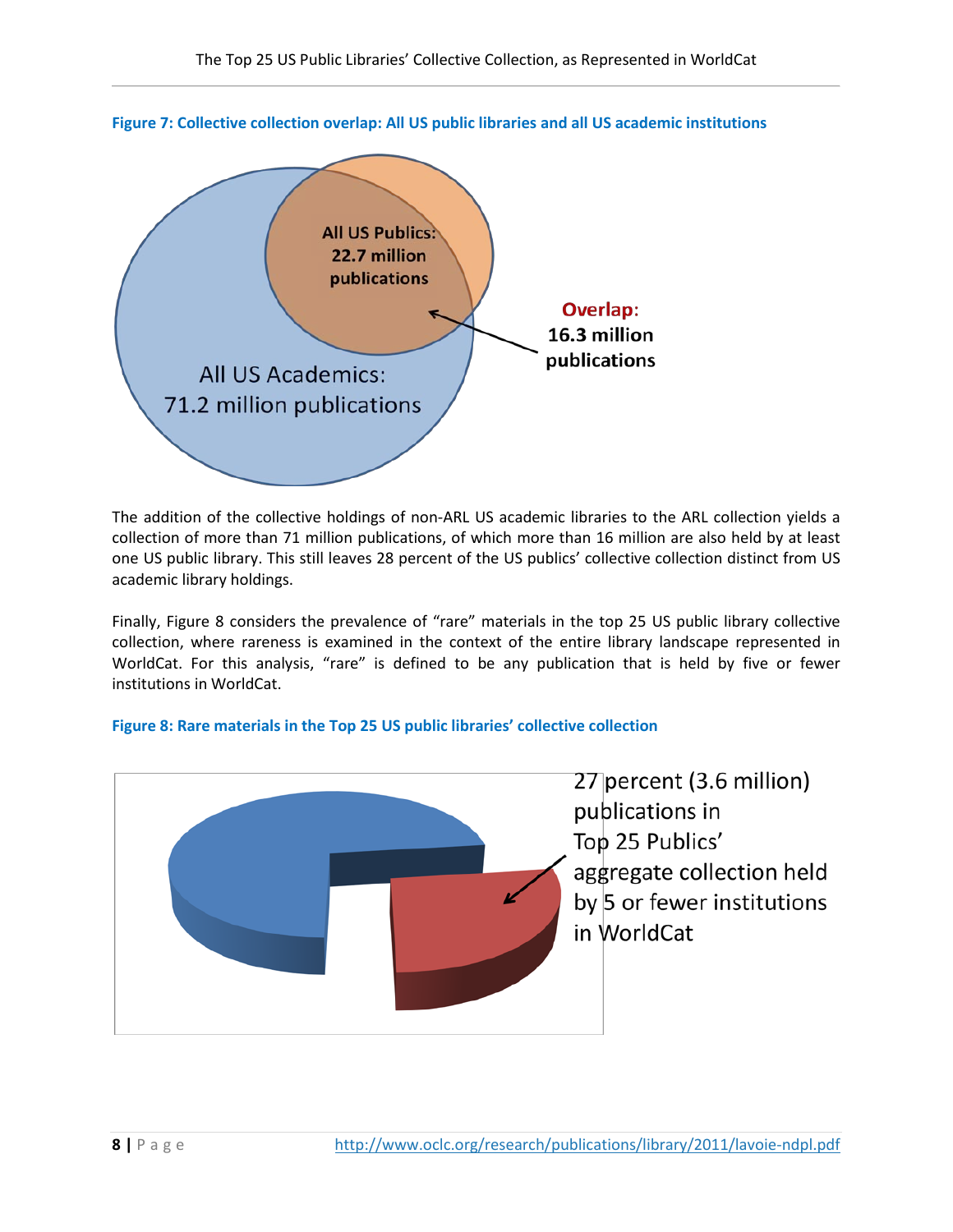**Figure 7: Collective collection overlap: All US public libraries and all US academic institutions**

All US Publics: 22.7 million publications

All US Academics: 71.2 million publications

Overlap: 16.3 million publications

The addition of the collective holdings of non-ARL US academic libraries to the ARL collection yields a collection of more than 71 million publications, of which more than 16 million are also held by at least one US public library. This still leaves 28 percent of the US publics' collective collection distinct from US academic library holdings.

Finally, Figure 8 considers the prevalence of "rare" materials in the top 25 US public library collective collection, where rareness is examined in the context of the entire library landscape represented in WorldCat. For this analysis, "rare" is defined to be any publication that is held by five or fewer institutions in WorldCat.

**Figure 8: Rare materials in the Top 25 US public libraries' collective collection**

27 percent (3.6 million) publications in Top 25 Publics' aggregate collection held by 5 or fewer institutions in WorldCat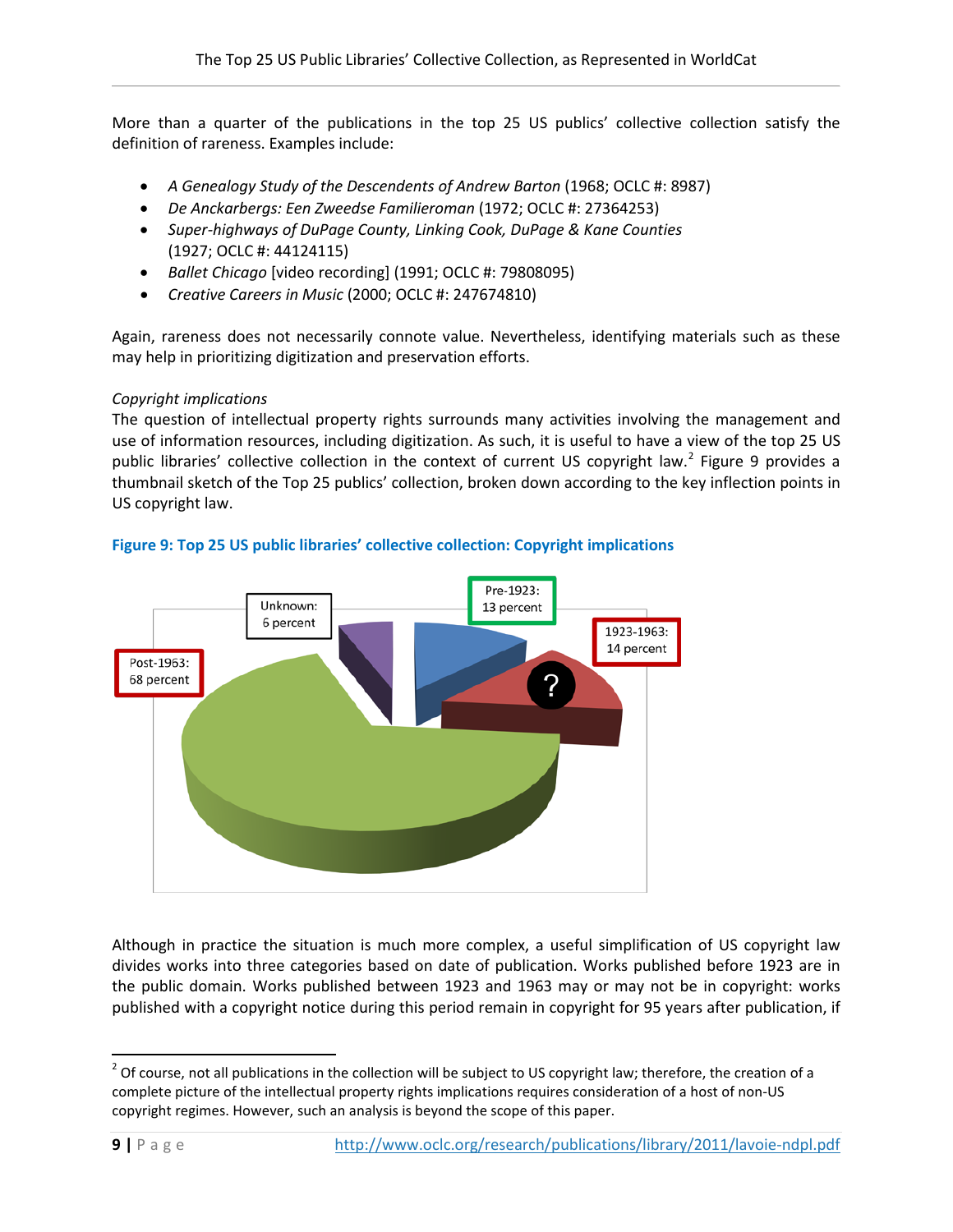More than a quarter of the publications in the top 25 US publics' collective collection satisfy the definition of rareness. Examples include:

- *A Genealogy Study of the Descendents of Andrew Barton* (1968; OCLC #: 8987)
- *De Anckarbergs: Een Zweedse Familieroman* (1972; OCLC #: 27364253)
- *Super-highways of DuPage County, Linking Cook, DuPage & Kane Counties* (1927; OCLC #: 44124115)
- *Ballet Chicago* [video recording] (1991; OCLC #: 79808095)
- *Creative Careers in Music* (2000; OCLC #: 247674810)

Again, rareness does not necessarily connote value. Nevertheless, identifying materials such as these may help in prioritizing digitization and preservation efforts.

*Copyright implications*

The question of intellectual property rights surrounds many activities involving the management and use of information resources, including digitization. As such, it is useful to have a view of the top 25 US public libraries' collective collection in the context of current US copyright law.[2] Figure 9 provides a thumbnail sketch of the Top 25 publics' collection, broken down according to the key inflection points in US copyright law.

**Figure 9: Top 25 US public libraries' collective collection: Copyright implications**

Unknown: 6 percent

Pre-1923: 13 percent

1923-1963: 14 percent

Post-1963: 68 percent

Although in practice the situation is much more complex, a useful simplification of US copyright law divides works into three categories based on date of publication. Works published before 1923 are in the public domain. Works published between 1923 and 1963 may or may not be in copyright: works published with a copyright notice during this period remain in copyright for 95 years after publication, if

---

[2] Of course, not all publications in the collection will be subject to US copyright law; therefore, the creation of a complete picture of the intellectual property rights implications requires consideration of a host of non-US copyright regimes. However, such an analysis is beyond the scope of this paper.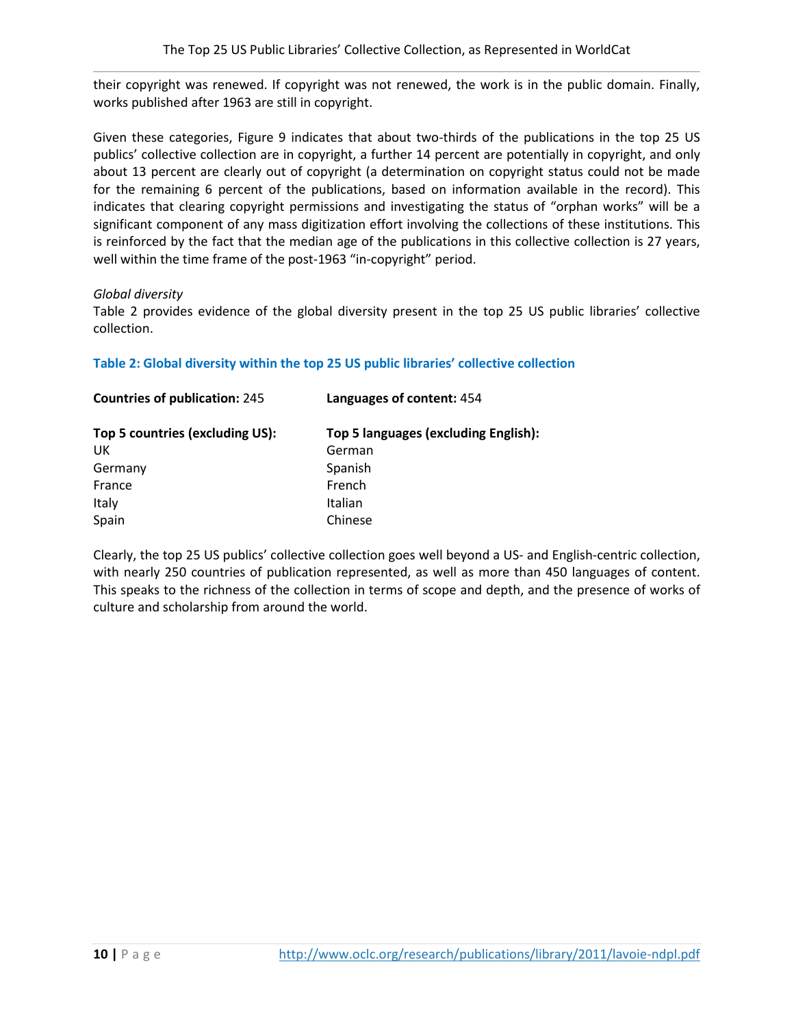their copyright was renewed. If copyright was not renewed, the work is in the public domain. Finally, works published after 1963 are still in copyright.

Given these categories, Figure 9 indicates that about two-thirds of the publications in the top 25 US publics' collective collection are in copyright, a further 14 percent are potentially in copyright, and only about 13 percent are clearly out of copyright (a determination on copyright status could not be made for the remaining 6 percent of the publications, based on information available in the record). This indicates that clearing copyright permissions and investigating the status of "orphan works" will be a significant component of any mass digitization effort involving the collections of these institutions. This is reinforced by the fact that the median age of the publications in this collective collection is 27 years, well within the time frame of the post-1963 "in-copyright" period.

*Global diversity*

Table 2 provides evidence of the global diversity present in the top 25 US public libraries' collective collection.

**Table 2: Global diversity within the top 25 US public libraries' collective collection**

| | |
|---|---|
| **Countries of publication:** 245 | **Languages of content:** 454 |
| **Top 5 countries (excluding US):** | **Top 5 languages (excluding English):** |
| UK | German |
| Germany | Spanish |
| France | French |
| Italy | Italian |
| Spain | Chinese |

Clearly, the top 25 US publics' collective collection goes well beyond a US- and English-centric collection, with nearly 250 countries of publication represented, as well as more than 450 languages of content. This speaks to the richness of the collection in terms of scope and depth, and the presence of works of culture and scholarship from around the world.